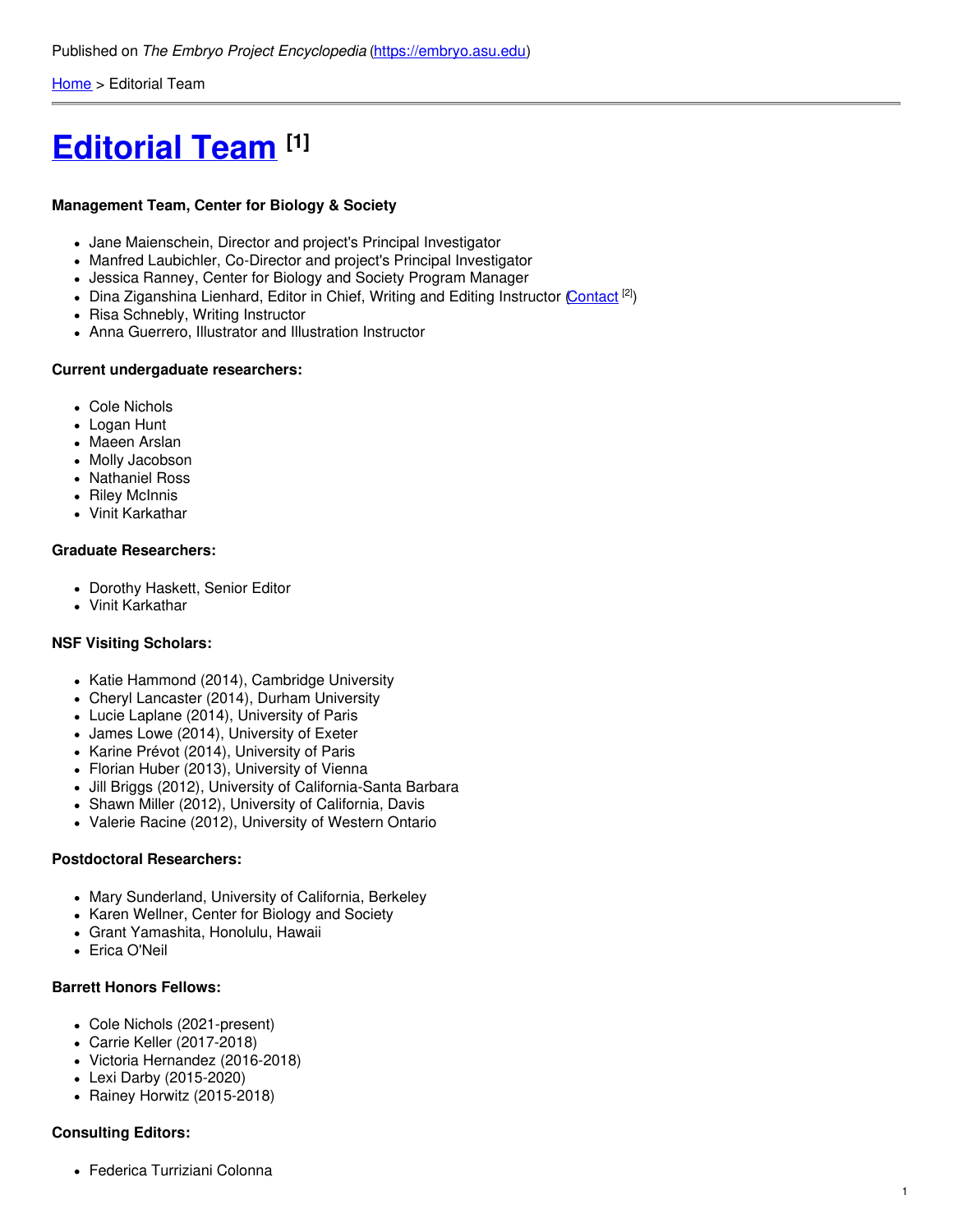Published on *The Embryo Project Encyclopedia* (https://embryo.asu.edu)

Home > Editorial Team

# Editorial Team [1]

**Management Team, Center for Biology & Society**

- Jane Maienschein, Director and project's Principal Investigator
- Manfred Laubichler, Co-Director and project's Principal Investigator
- Jessica Ranney, Center for Biology and Society Program Manager
- Dina Ziganshina Lienhard, Editor in Chief, Writing and Editing Instructor (Contact [2])
- Risa Schnebly, Writing Instructor
- Anna Guerrero, Illustrator and Illustration Instructor

**Current undergaduate researchers:**

- Cole Nichols
- Logan Hunt
- Maeen Arslan
- Molly Jacobson
- Nathaniel Ross
- Riley McInnis
- Vinit Karkathar

**Graduate Researchers:**

- Dorothy Haskett, Senior Editor
- Vinit Karkathar

**NSF Visiting Scholars:**

- Katie Hammond (2014), Cambridge University
- Cheryl Lancaster (2014), Durham University
- Lucie Laplane (2014), University of Paris
- James Lowe (2014), University of Exeter
- Karine Prévot (2014), University of Paris
- Florian Huber (2013), University of Vienna
- Jill Briggs (2012), University of California-Santa Barbara
- Shawn Miller (2012), University of California, Davis
- Valerie Racine (2012), University of Western Ontario

**Postdoctoral Researchers:**

- Mary Sunderland, University of California, Berkeley
- Karen Wellner, Center for Biology and Society
- Grant Yamashita, Honolulu, Hawaii
- Erica O'Neil

**Barrett Honors Fellows:**

- Cole Nichols (2021-present)
- Carrie Keller (2017-2018)
- Victoria Hernandez (2016-2018)
- Lexi Darby (2015-2020)
- Rainey Horwitz (2015-2018)

**Consulting Editors:**

- Federica Turriziani Colonna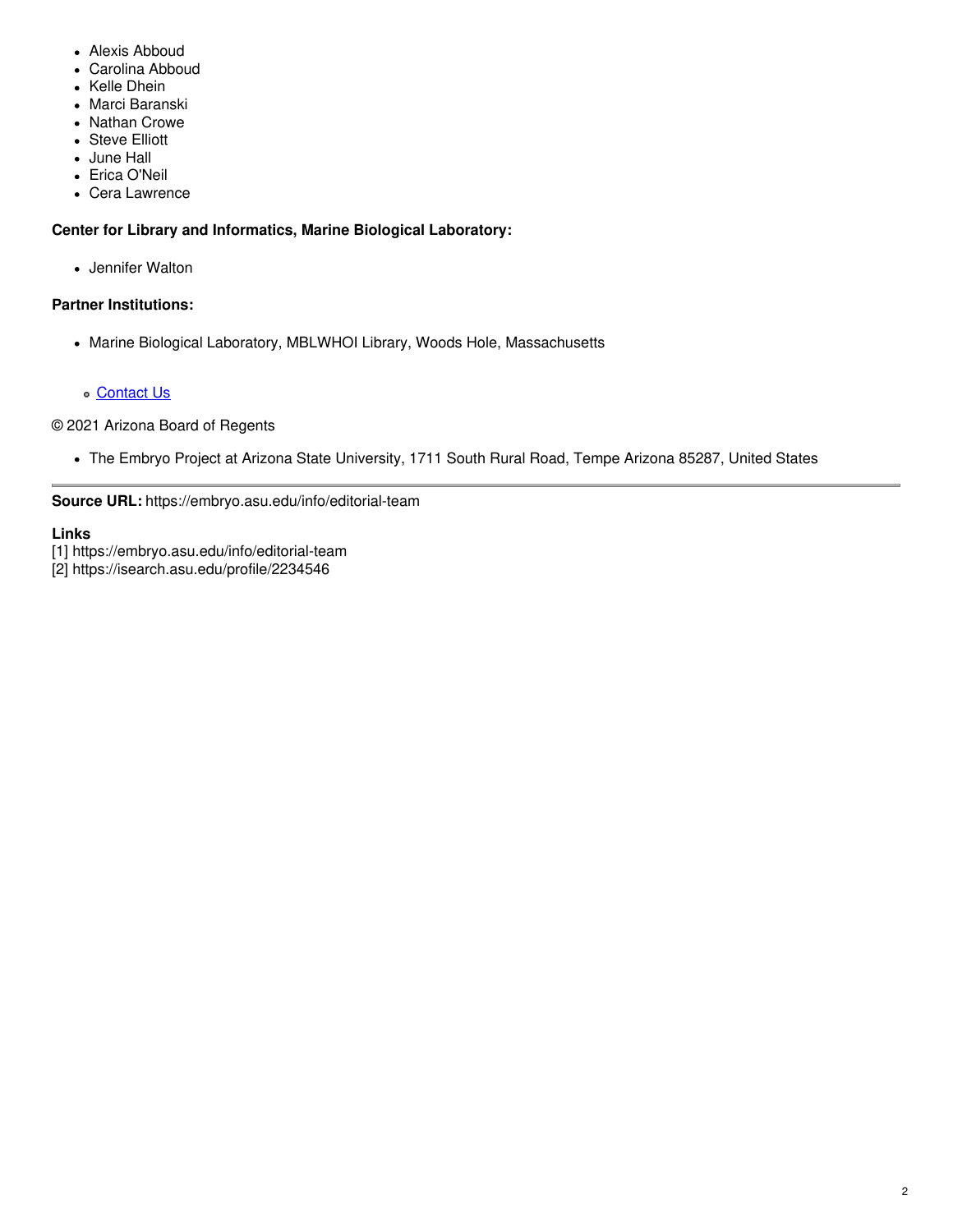- Alexis Abboud
- Carolina Abboud
- Kelle Dhein
- Marci Baranski
- Nathan Crowe
- Steve Elliott
- June Hall
- Erica O'Neil
- Cera Lawrence

**Center for Library and Informatics, Marine Biological Laboratory:**

- Jennifer Walton

**Partner Institutions:**

- Marine Biological Laboratory, MBLWHOI Library, Woods Hole, Massachusetts

  - Contact Us

© 2021 Arizona Board of Regents

- The Embryo Project at Arizona State University, 1711 South Rural Road, Tempe Arizona 85287, United States

---

**Source URL:** https://embryo.asu.edu/info/editorial-team

**Links**
[1] https://embryo.asu.edu/info/editorial-team
[2] https://isearch.asu.edu/profile/2234546